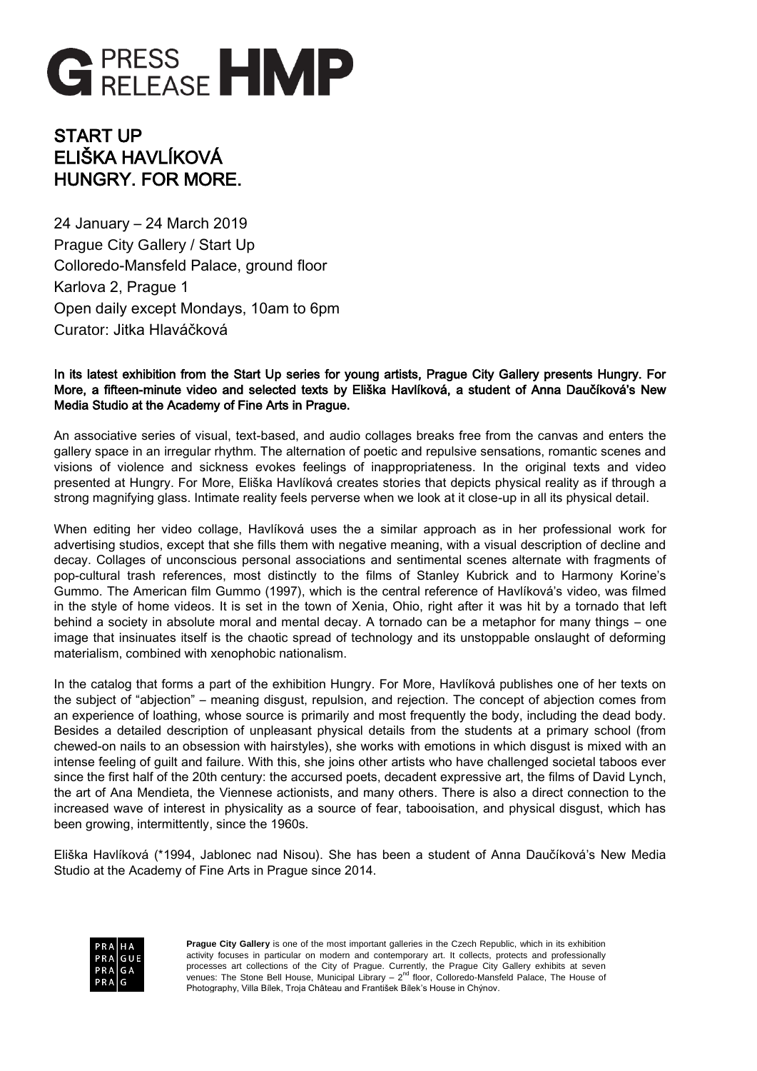# G PRESS RELEASE HMP

## START UP
## ELIŠKA HAVLÍKOVÁ
## HUNGRY. FOR MORE.

24 January – 24 March 2019
Prague City Gallery / Start Up
Colloredo-Mansfeld Palace, ground floor
Karlova 2, Prague 1
Open daily except Mondays, 10am to 6pm
Curator: Jitka Hlaváčková

**In its latest exhibition from the Start Up series for young artists, Prague City Gallery presents Hungry. For More, a fifteen-minute video and selected texts by Eliška Havlíková, a student of Anna Daučíková's New Media Studio at the Academy of Fine Arts in Prague.**

An associative series of visual, text-based, and audio collages breaks free from the canvas and enters the gallery space in an irregular rhythm. The alternation of poetic and repulsive sensations, romantic scenes and visions of violence and sickness evokes feelings of inappropriateness. In the original texts and video presented at Hungry. For More, Eliška Havlíková creates stories that depicts physical reality as if through a strong magnifying glass. Intimate reality feels perverse when we look at it close-up in all its physical detail.

When editing her video collage, Havlíková uses the a similar approach as in her professional work for advertising studios, except that she fills them with negative meaning, with a visual description of decline and decay. Collages of unconscious personal associations and sentimental scenes alternate with fragments of pop-cultural trash references, most distinctly to the films of Stanley Kubrick and to Harmony Korine's Gummo. The American film Gummo (1997), which is the central reference of Havlíková's video, was filmed in the style of home videos. It is set in the town of Xenia, Ohio, right after it was hit by a tornado that left behind a society in absolute moral and mental decay. A tornado can be a metaphor for many things – one image that insinuates itself is the chaotic spread of technology and its unstoppable onslaught of deforming materialism, combined with xenophobic nationalism.

In the catalog that forms a part of the exhibition Hungry. For More, Havlíková publishes one of her texts on the subject of "abjection" – meaning disgust, repulsion, and rejection. The concept of abjection comes from an experience of loathing, whose source is primarily and most frequently the body, including the dead body. Besides a detailed description of unpleasant physical details from the students at a primary school (from chewed-on nails to an obsession with hairstyles), she works with emotions in which disgust is mixed with an intense feeling of guilt and failure. With this, she joins other artists who have challenged societal taboos ever since the first half of the 20th century: the accursed poets, decadent expressive art, the films of David Lynch, the art of Ana Mendieta, the Viennese actionists, and many others. There is also a direct connection to the increased wave of interest in physicality as a source of fear, tabooisation, and physical disgust, which has been growing, intermittently, since the 1960s.

Eliška Havlíková (*1994, Jablonec nad Nisou). She has been a student of Anna Daučíková's New Media Studio at the Academy of Fine Arts in Prague since 2014.

PRAHA PRAGUE PRAGA PRAG

**Prague City Gallery** is one of the most important galleries in the Czech Republic, which in its exhibition activity focuses in particular on modern and contemporary art. It collects, protects and professionally processes art collections of the City of Prague. Currently, the Prague City Gallery exhibits at seven venues: The Stone Bell House, Municipal Library – 2nd floor, Colloredo-Mansfeld Palace, The House of Photography, Villa Bílek, Troja Château and František Bílek's House in Chýnov.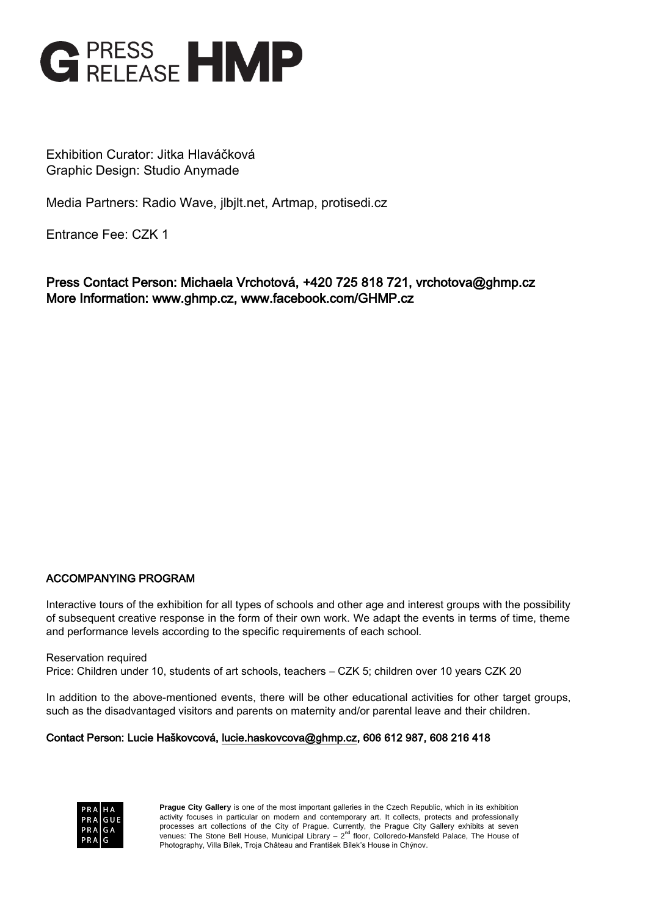Exhibition Curator: Jitka Hlaváčková
Graphic Design: Studio Anymade

Media Partners: Radio Wave, jlbjlt.net, Artmap, protisedi.cz

Entrance Fee: CZK 1

**Press Contact Person: Michaela Vrchotová, +420 725 818 721, vrchotova@ghmp.cz**
**More Information: www.ghmp.cz, www.facebook.com/GHMP.cz**

## ACCOMPANYING PROGRAM

Interactive tours of the exhibition for all types of schools and other age and interest groups with the possibility of subsequent creative response in the form of their own work. We adapt the events in terms of time, theme and performance levels according to the specific requirements of each school.

Reservation required
Price: Children under 10, students of art schools, teachers – CZK 5; children over 10 years CZK 20

In addition to the above-mentioned events, there will be other educational activities for other target groups, such as the disadvantaged visitors and parents on maternity and/or parental leave and their children.

**Contact Person: Lucie Haškovcová, lucie.haskovcova@ghmp.cz, 606 612 987, 608 216 418**

**Prague City Gallery** is one of the most important galleries in the Czech Republic, which in its exhibition activity focuses in particular on modern and contemporary art. It collects, protects and professionally processes art collections of the City of Prague. Currently, the Prague City Gallery exhibits at seven venues: The Stone Bell House, Municipal Library – 2nd floor, Colloredo-Mansfeld Palace, The House of Photography, Villa Bílek, Troja Château and František Bílek's House in Chýnov.